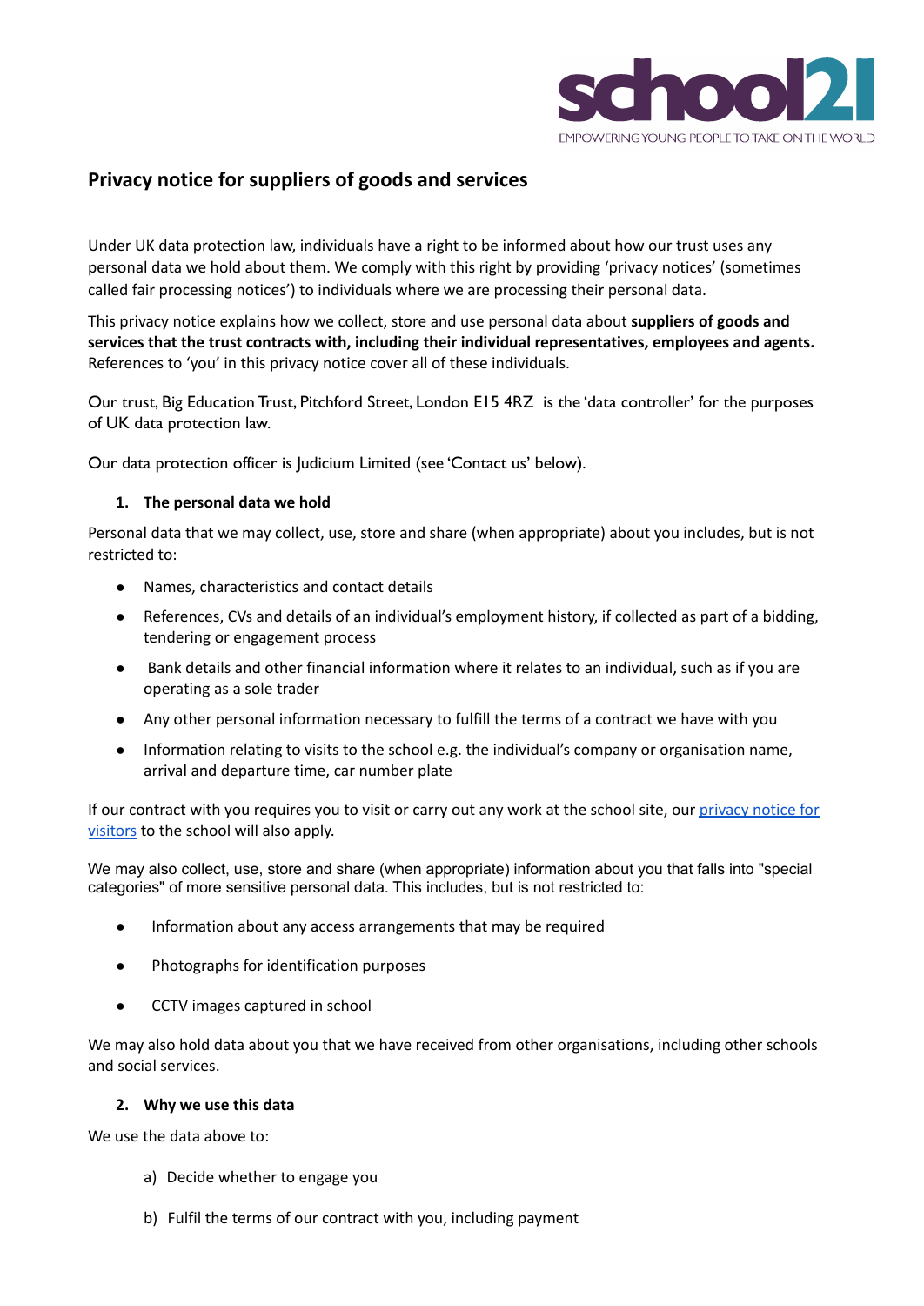# Privacy notice for suppliers of goods and services

Under UK data protection law, individuals have a right to be informed about how our trust uses any personal data we hold about them. We comply with this right by providing 'privacy notices' (sometimes called fair processing notices') to individuals where we are processing their personal data.

This privacy notice explains how we collect, store and use personal data about **suppliers of goods and services that the trust contracts with, including their individual representatives, employees and agents.** References to 'you' in this privacy notice cover all of these individuals.

Our trust, Big Education Trust, Pitchford Street, London E15 4RZ is the 'data controller' for the purposes of UK data protection law.

Our data protection officer is Judicium Limited (see 'Contact us' below).

## 1. The personal data we hold

Personal data that we may collect, use, store and share (when appropriate) about you includes, but is not restricted to:

- Names, characteristics and contact details
- References, CVs and details of an individual's employment history, if collected as part of a bidding, tendering or engagement process
- Bank details and other financial information where it relates to an individual, such as if you are operating as a sole trader
- Any other personal information necessary to fulfill the terms of a contract we have with you
- Information relating to visits to the school e.g. the individual's company or organisation name, arrival and departure time, car number plate

If our contract with you requires you to visit or carry out any work at the school site, our privacy notice for visitors to the school will also apply.

We may also collect, use, store and share (when appropriate) information about you that falls into "special categories" of more sensitive personal data. This includes, but is not restricted to:

- Information about any access arrangements that may be required
- Photographs for identification purposes
- CCTV images captured in school

We may also hold data about you that we have received from other organisations, including other schools and social services.

## 2. Why we use this data

We use the data above to:

a) Decide whether to engage you

b) Fulfil the terms of our contract with you, including payment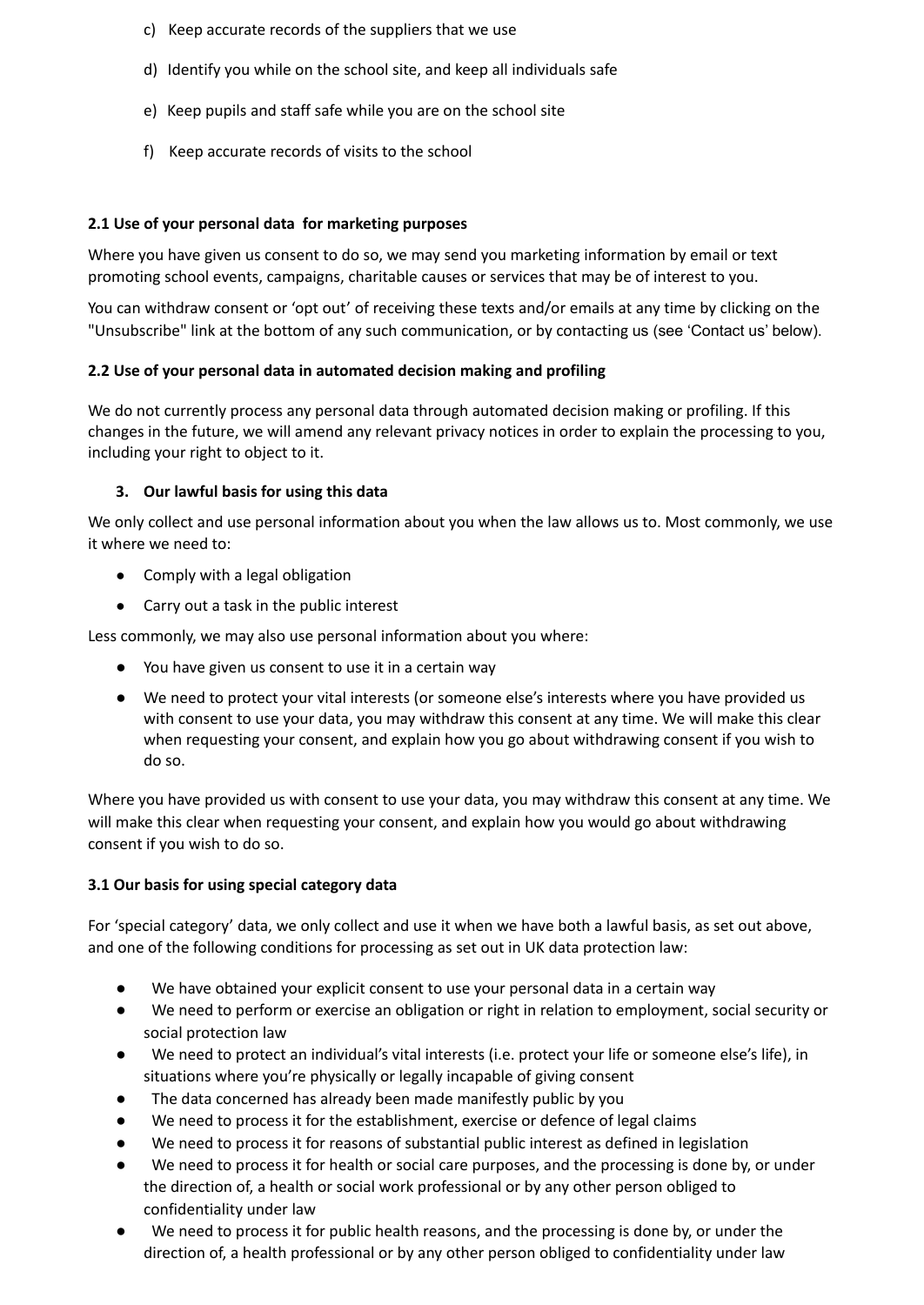c) Keep accurate records of the suppliers that we use

d) Identify you while on the school site, and keep all individuals safe

e) Keep pupils and staff safe while you are on the school site

f) Keep accurate records of visits to the school

**2.1 Use of your personal data for marketing purposes**

Where you have given us consent to do so, we may send you marketing information by email or text promoting school events, campaigns, charitable causes or services that may be of interest to you.

You can withdraw consent or 'opt out' of receiving these texts and/or emails at any time by clicking on the "Unsubscribe" link at the bottom of any such communication, or by contacting us (see 'Contact us' below).

**2.2 Use of your personal data in automated decision making and profiling**

We do not currently process any personal data through automated decision making or profiling. If this changes in the future, we will amend any relevant privacy notices in order to explain the processing to you, including your right to object to it.

**3. Our lawful basis for using this data**

We only collect and use personal information about you when the law allows us to. Most commonly, we use it where we need to:

- Comply with a legal obligation
- Carry out a task in the public interest

Less commonly, we may also use personal information about you where:

- You have given us consent to use it in a certain way
- We need to protect your vital interests (or someone else's interests where you have provided us with consent to use your data, you may withdraw this consent at any time. We will make this clear when requesting your consent, and explain how you go about withdrawing consent if you wish to do so.

Where you have provided us with consent to use your data, you may withdraw this consent at any time. We will make this clear when requesting your consent, and explain how you would go about withdrawing consent if you wish to do so.

**3.1 Our basis for using special category data**

For 'special category' data, we only collect and use it when we have both a lawful basis, as set out above, and one of the following conditions for processing as set out in UK data protection law:

- We have obtained your explicit consent to use your personal data in a certain way
- We need to perform or exercise an obligation or right in relation to employment, social security or social protection law
- We need to protect an individual's vital interests (i.e. protect your life or someone else's life), in situations where you're physically or legally incapable of giving consent
- The data concerned has already been made manifestly public by you
- We need to process it for the establishment, exercise or defence of legal claims
- We need to process it for reasons of substantial public interest as defined in legislation
- We need to process it for health or social care purposes, and the processing is done by, or under the direction of, a health or social work professional or by any other person obliged to confidentiality under law
- We need to process it for public health reasons, and the processing is done by, or under the direction of, a health professional or by any other person obliged to confidentiality under law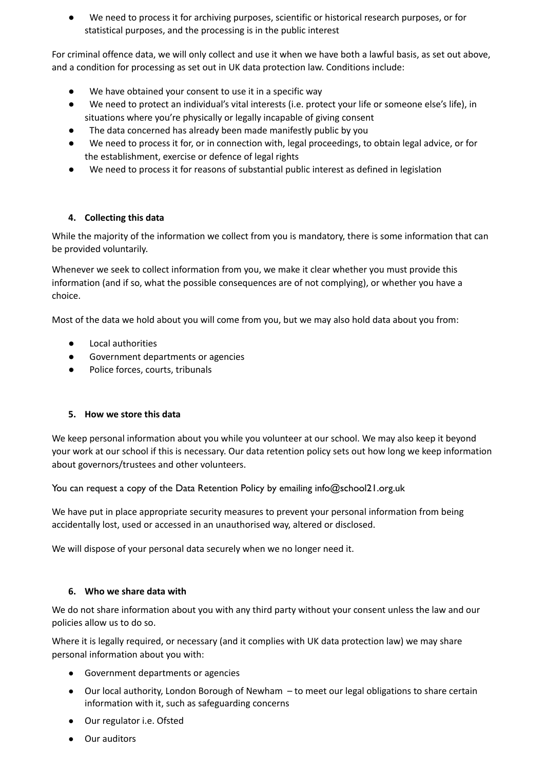- We need to process it for archiving purposes, scientific or historical research purposes, or for statistical purposes, and the processing is in the public interest

For criminal offence data, we will only collect and use it when we have both a lawful basis, as set out above, and a condition for processing as set out in UK data protection law. Conditions include:

- We have obtained your consent to use it in a specific way
- We need to protect an individual's vital interests (i.e. protect your life or someone else's life), in situations where you're physically or legally incapable of giving consent
- The data concerned has already been made manifestly public by you
- We need to process it for, or in connection with, legal proceedings, to obtain legal advice, or for the establishment, exercise or defence of legal rights
- We need to process it for reasons of substantial public interest as defined in legislation

### 4. Collecting this data

While the majority of the information we collect from you is mandatory, there is some information that can be provided voluntarily.

Whenever we seek to collect information from you, we make it clear whether you must provide this information (and if so, what the possible consequences are of not complying), or whether you have a choice.

Most of the data we hold about you will come from you, but we may also hold data about you from:

- Local authorities
- Government departments or agencies
- Police forces, courts, tribunals

### 5. How we store this data

We keep personal information about you while you volunteer at our school. We may also keep it beyond your work at our school if this is necessary. Our data retention policy sets out how long we keep information about governors/trustees and other volunteers.

You can request a copy of the Data Retention Policy by emailing info@school21.org.uk

We have put in place appropriate security measures to prevent your personal information from being accidentally lost, used or accessed in an unauthorised way, altered or disclosed.

We will dispose of your personal data securely when we no longer need it.

### 6. Who we share data with

We do not share information about you with any third party without your consent unless the law and our policies allow us to do so.

Where it is legally required, or necessary (and it complies with UK data protection law) we may share personal information about you with:

- Government departments or agencies
- Our local authority, London Borough of Newham – to meet our legal obligations to share certain information with it, such as safeguarding concerns
- Our regulator i.e. Ofsted
- Our auditors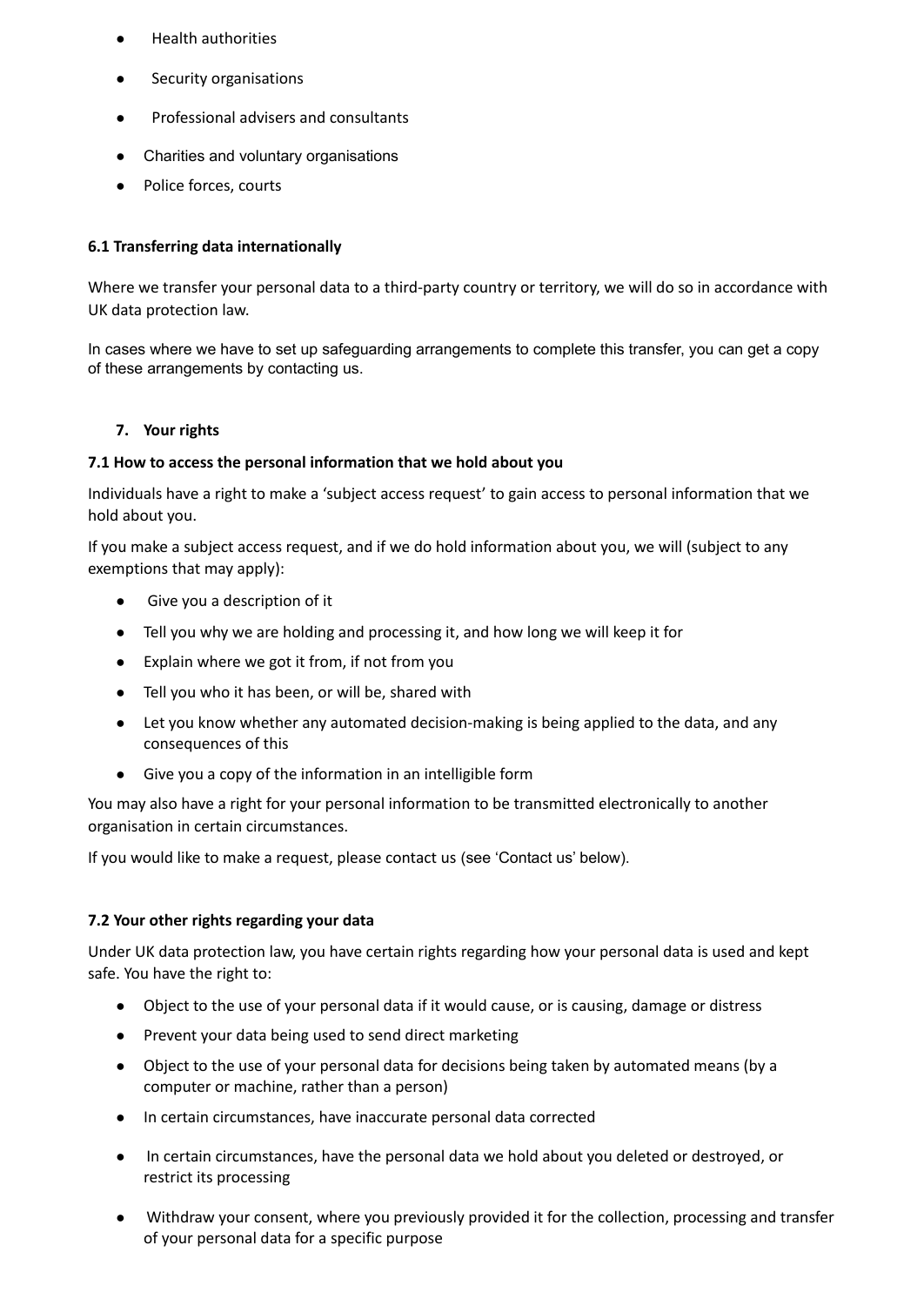- Health authorities
- Security organisations
- Professional advisers and consultants
- Charities and voluntary organisations
- Police forces, courts

### 6.1 Transferring data internationally

Where we transfer your personal data to a third-party country or territory, we will do so in accordance with UK data protection law.

In cases where we have to set up safeguarding arrangements to complete this transfer, you can get a copy of these arrangements by contacting us.

## 7. Your rights

### 7.1 How to access the personal information that we hold about you

Individuals have a right to make a 'subject access request' to gain access to personal information that we hold about you.

If you make a subject access request, and if we do hold information about you, we will (subject to any exemptions that may apply):

- Give you a description of it
- Tell you why we are holding and processing it, and how long we will keep it for
- Explain where we got it from, if not from you
- Tell you who it has been, or will be, shared with
- Let you know whether any automated decision-making is being applied to the data, and any consequences of this
- Give you a copy of the information in an intelligible form

You may also have a right for your personal information to be transmitted electronically to another organisation in certain circumstances.

If you would like to make a request, please contact us (see 'Contact us' below).

### 7.2 Your other rights regarding your data

Under UK data protection law, you have certain rights regarding how your personal data is used and kept safe. You have the right to:

- Object to the use of your personal data if it would cause, or is causing, damage or distress
- Prevent your data being used to send direct marketing
- Object to the use of your personal data for decisions being taken by automated means (by a computer or machine, rather than a person)
- In certain circumstances, have inaccurate personal data corrected
- In certain circumstances, have the personal data we hold about you deleted or destroyed, or restrict its processing
- Withdraw your consent, where you previously provided it for the collection, processing and transfer of your personal data for a specific purpose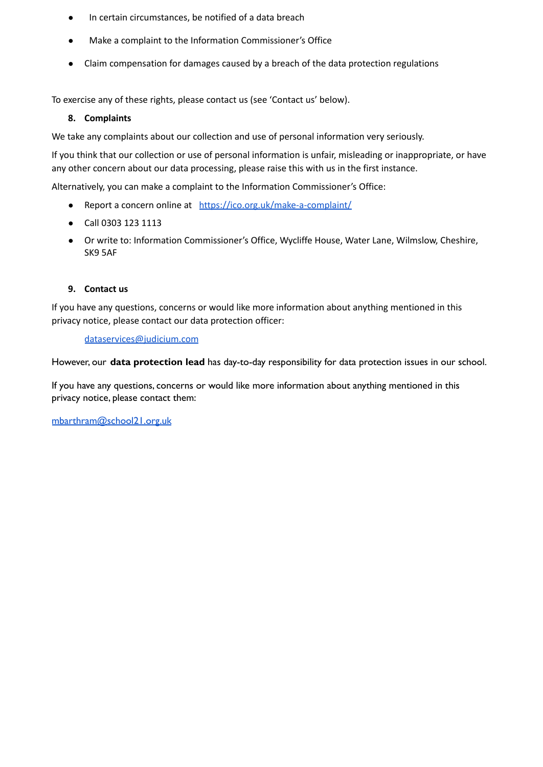- In certain circumstances, be notified of a data breach
- Make a complaint to the Information Commissioner's Office
- Claim compensation for damages caused by a breach of the data protection regulations

To exercise any of these rights, please contact us (see 'Contact us' below).

## 8. Complaints

We take any complaints about our collection and use of personal information very seriously.

If you think that our collection or use of personal information is unfair, misleading or inappropriate, or have any other concern about our data processing, please raise this with us in the first instance.

Alternatively, you can make a complaint to the Information Commissioner's Office:

- Report a concern online at [https://ico.org.uk/make-a-complaint/](https://ico.org.uk/make-a-complaint/)
- Call 0303 123 1113
- Or write to: Information Commissioner's Office, Wycliffe House, Water Lane, Wilmslow, Cheshire, SK9 5AF

## 9. Contact us

If you have any questions, concerns or would like more information about anything mentioned in this privacy notice, please contact our data protection officer:

[dataservices@judicium.com](mailto:dataservices@judicium.com)

However, our **data protection lead** has day-to-day responsibility for data protection issues in our school.

If you have any questions, concerns or would like more information about anything mentioned in this privacy notice, please contact them:

[mbarthram@school21.org.uk](mailto:mbarthram@school21.org.uk)